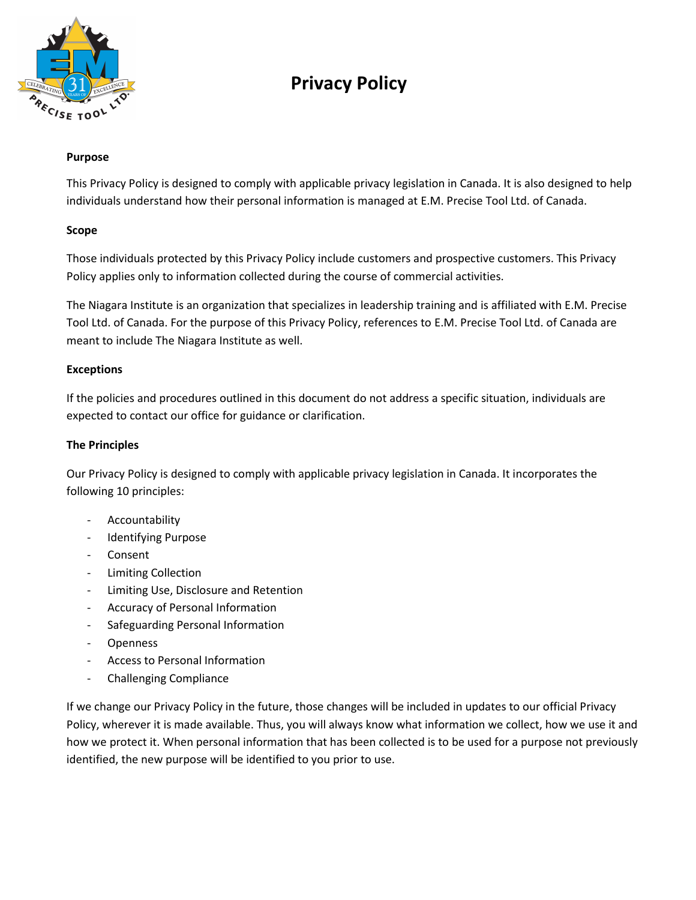# Privacy Policy

**Purpose**

This Privacy Policy is designed to comply with applicable privacy legislation in Canada. It is also designed to help individuals understand how their personal information is managed at E.M. Precise Tool Ltd. of Canada.

**Scope**

Those individuals protected by this Privacy Policy include customers and prospective customers. This Privacy Policy applies only to information collected during the course of commercial activities.

The Niagara Institute is an organization that specializes in leadership training and is affiliated with E.M. Precise Tool Ltd. of Canada. For the purpose of this Privacy Policy, references to E.M. Precise Tool Ltd. of Canada are meant to include The Niagara Institute as well.

**Exceptions**

If the policies and procedures outlined in this document do not address a specific situation, individuals are expected to contact our office for guidance or clarification.

**The Principles**

Our Privacy Policy is designed to comply with applicable privacy legislation in Canada. It incorporates the following 10 principles:

- Accountability
- Identifying Purpose
- Consent
- Limiting Collection
- Limiting Use, Disclosure and Retention
- Accuracy of Personal Information
- Safeguarding Personal Information
- Openness
- Access to Personal Information
- Challenging Compliance

If we change our Privacy Policy in the future, those changes will be included in updates to our official Privacy Policy, wherever it is made available. Thus, you will always know what information we collect, how we use it and how we protect it. When personal information that has been collected is to be used for a purpose not previously identified, the new purpose will be identified to you prior to use.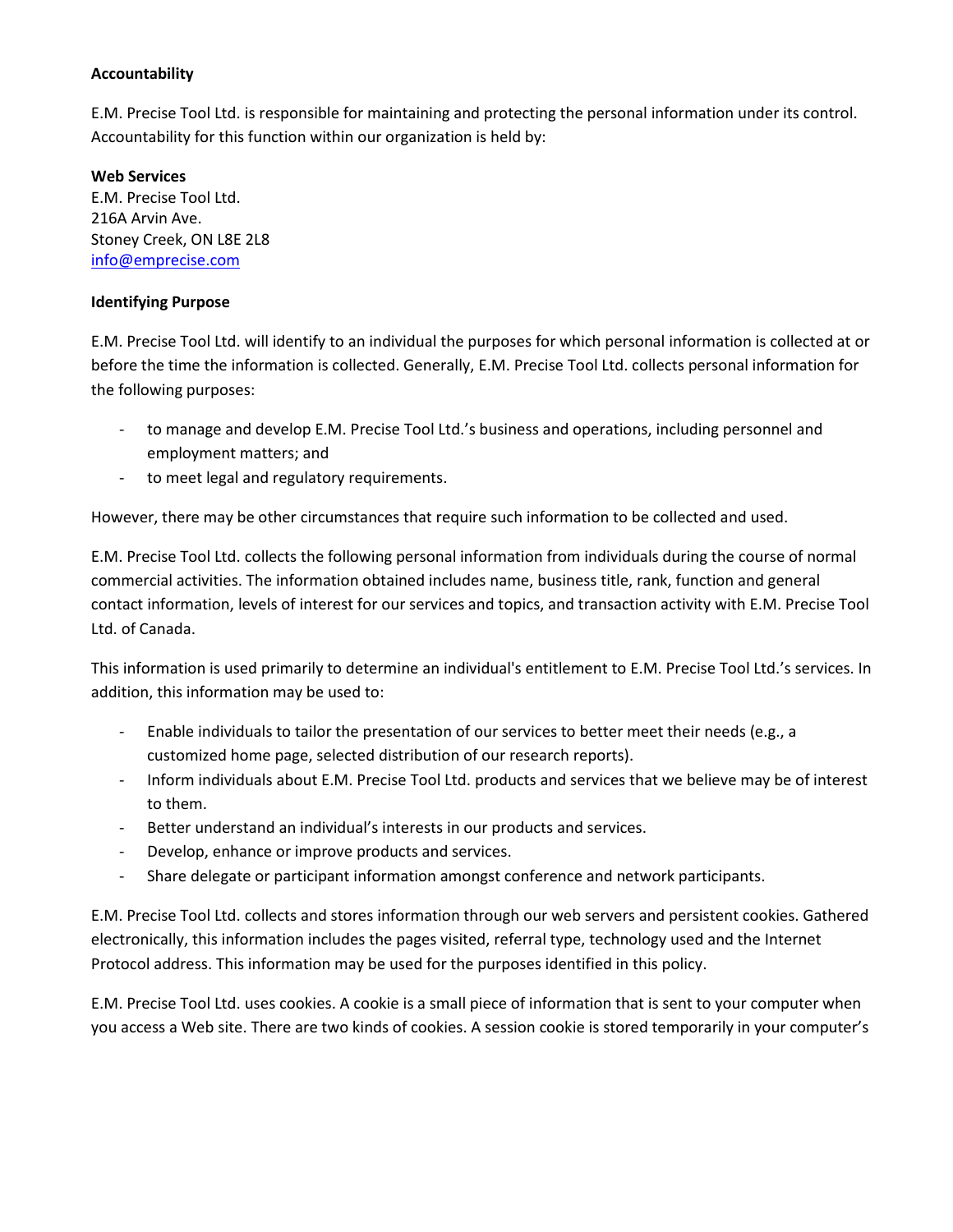**Accountability**

E.M. Precise Tool Ltd. is responsible for maintaining and protecting the personal information under its control. Accountability for this function within our organization is held by:

**Web Services**
E.M. Precise Tool Ltd.
216A Arvin Ave.
Stoney Creek, ON L8E 2L8
info@emprecise.com

**Identifying Purpose**

E.M. Precise Tool Ltd. will identify to an individual the purposes for which personal information is collected at or before the time the information is collected. Generally, E.M. Precise Tool Ltd. collects personal information for the following purposes:

- to manage and develop E.M. Precise Tool Ltd.'s business and operations, including personnel and employment matters; and
- to meet legal and regulatory requirements.

However, there may be other circumstances that require such information to be collected and used.

E.M. Precise Tool Ltd. collects the following personal information from individuals during the course of normal commercial activities. The information obtained includes name, business title, rank, function and general contact information, levels of interest for our services and topics, and transaction activity with E.M. Precise Tool Ltd. of Canada.

This information is used primarily to determine an individual's entitlement to E.M. Precise Tool Ltd.'s services. In addition, this information may be used to:

- Enable individuals to tailor the presentation of our services to better meet their needs (e.g., a customized home page, selected distribution of our research reports).
- Inform individuals about E.M. Precise Tool Ltd. products and services that we believe may be of interest to them.
- Better understand an individual's interests in our products and services.
- Develop, enhance or improve products and services.
- Share delegate or participant information amongst conference and network participants.

E.M. Precise Tool Ltd. collects and stores information through our web servers and persistent cookies. Gathered electronically, this information includes the pages visited, referral type, technology used and the Internet Protocol address. This information may be used for the purposes identified in this policy.

E.M. Precise Tool Ltd. uses cookies. A cookie is a small piece of information that is sent to your computer when you access a Web site. There are two kinds of cookies. A session cookie is stored temporarily in your computer's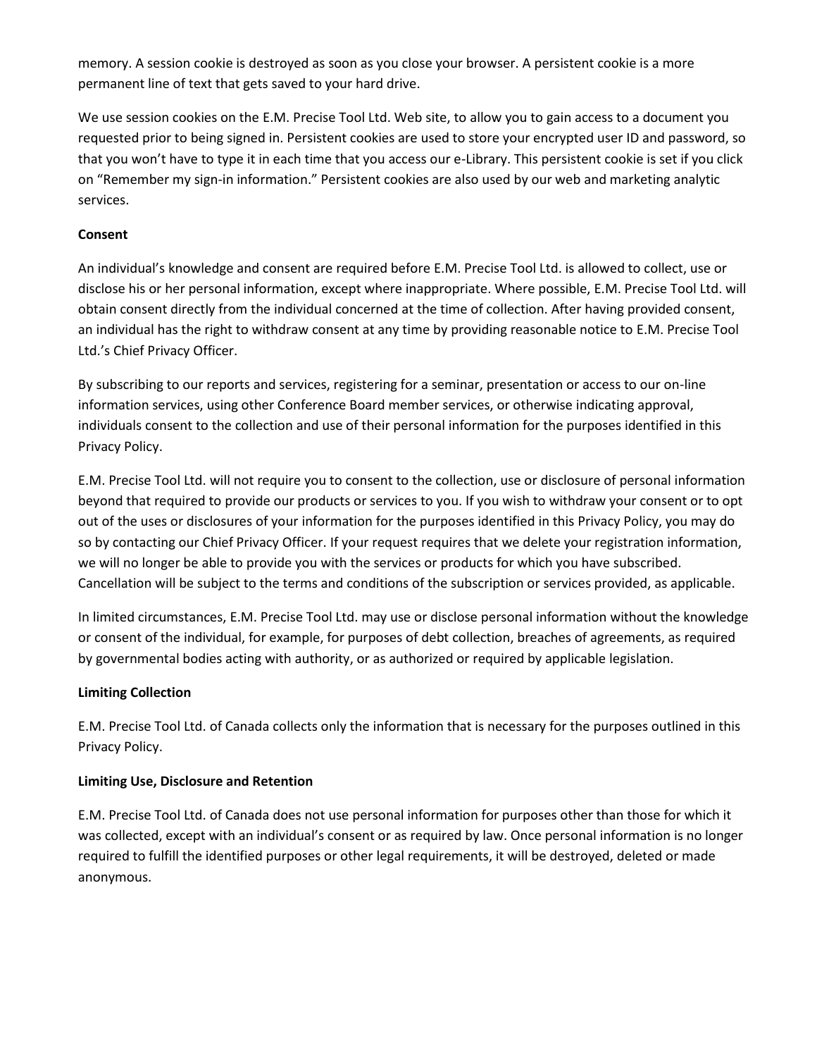memory. A session cookie is destroyed as soon as you close your browser. A persistent cookie is a more permanent line of text that gets saved to your hard drive.

We use session cookies on the E.M. Precise Tool Ltd. Web site, to allow you to gain access to a document you requested prior to being signed in. Persistent cookies are used to store your encrypted user ID and password, so that you won't have to type it in each time that you access our e-Library. This persistent cookie is set if you click on "Remember my sign-in information." Persistent cookies are also used by our web and marketing analytic services.

**Consent**

An individual's knowledge and consent are required before E.M. Precise Tool Ltd. is allowed to collect, use or disclose his or her personal information, except where inappropriate. Where possible, E.M. Precise Tool Ltd. will obtain consent directly from the individual concerned at the time of collection. After having provided consent, an individual has the right to withdraw consent at any time by providing reasonable notice to E.M. Precise Tool Ltd.'s Chief Privacy Officer.

By subscribing to our reports and services, registering for a seminar, presentation or access to our on-line information services, using other Conference Board member services, or otherwise indicating approval, individuals consent to the collection and use of their personal information for the purposes identified in this Privacy Policy.

E.M. Precise Tool Ltd. will not require you to consent to the collection, use or disclosure of personal information beyond that required to provide our products or services to you. If you wish to withdraw your consent or to opt out of the uses or disclosures of your information for the purposes identified in this Privacy Policy, you may do so by contacting our Chief Privacy Officer. If your request requires that we delete your registration information, we will no longer be able to provide you with the services or products for which you have subscribed. Cancellation will be subject to the terms and conditions of the subscription or services provided, as applicable.

In limited circumstances, E.M. Precise Tool Ltd. may use or disclose personal information without the knowledge or consent of the individual, for example, for purposes of debt collection, breaches of agreements, as required by governmental bodies acting with authority, or as authorized or required by applicable legislation.

**Limiting Collection**

E.M. Precise Tool Ltd. of Canada collects only the information that is necessary for the purposes outlined in this Privacy Policy.

**Limiting Use, Disclosure and Retention**

E.M. Precise Tool Ltd. of Canada does not use personal information for purposes other than those for which it was collected, except with an individual's consent or as required by law. Once personal information is no longer required to fulfill the identified purposes or other legal requirements, it will be destroyed, deleted or made anonymous.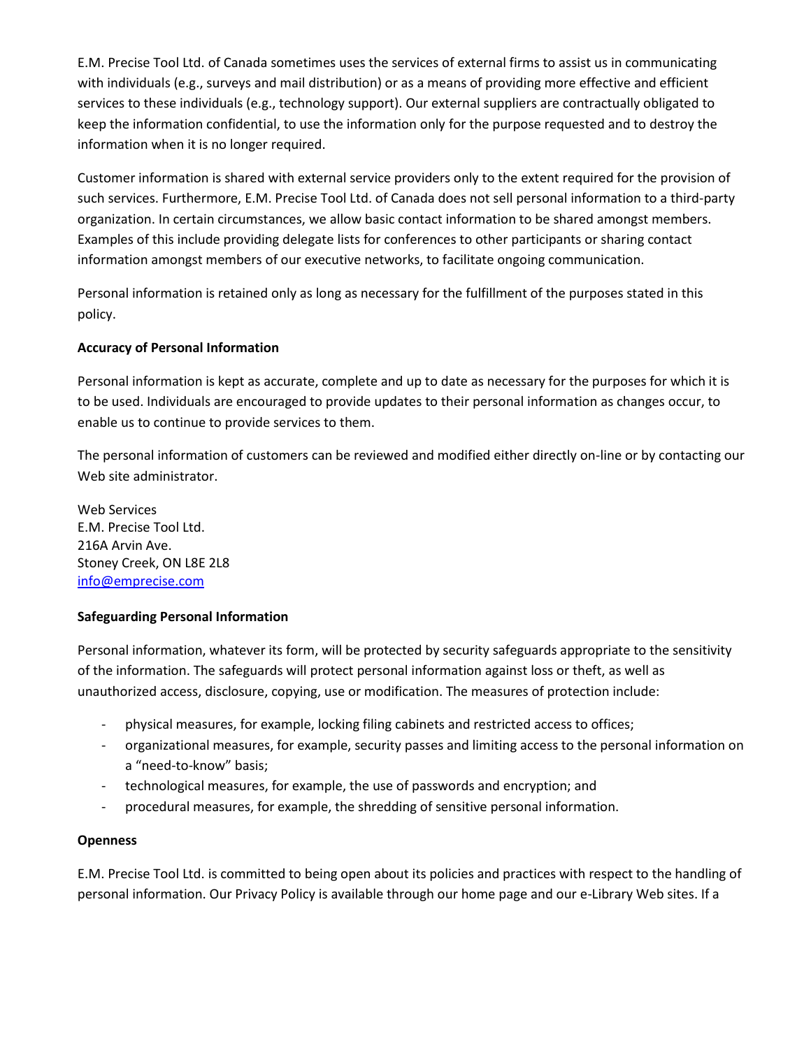E.M. Precise Tool Ltd. of Canada sometimes uses the services of external firms to assist us in communicating with individuals (e.g., surveys and mail distribution) or as a means of providing more effective and efficient services to these individuals (e.g., technology support). Our external suppliers are contractually obligated to keep the information confidential, to use the information only for the purpose requested and to destroy the information when it is no longer required.

Customer information is shared with external service providers only to the extent required for the provision of such services. Furthermore, E.M. Precise Tool Ltd. of Canada does not sell personal information to a third-party organization. In certain circumstances, we allow basic contact information to be shared amongst members. Examples of this include providing delegate lists for conferences to other participants or sharing contact information amongst members of our executive networks, to facilitate ongoing communication.

Personal information is retained only as long as necessary for the fulfillment of the purposes stated in this policy.

**Accuracy of Personal Information**

Personal information is kept as accurate, complete and up to date as necessary for the purposes for which it is to be used. Individuals are encouraged to provide updates to their personal information as changes occur, to enable us to continue to provide services to them.

The personal information of customers can be reviewed and modified either directly on-line or by contacting our Web site administrator.

Web Services
E.M. Precise Tool Ltd.
216A Arvin Ave.
Stoney Creek, ON L8E 2L8
info@emprecise.com

**Safeguarding Personal Information**

Personal information, whatever its form, will be protected by security safeguards appropriate to the sensitivity of the information. The safeguards will protect personal information against loss or theft, as well as unauthorized access, disclosure, copying, use or modification. The measures of protection include:

- physical measures, for example, locking filing cabinets and restricted access to offices;
- organizational measures, for example, security passes and limiting access to the personal information on a "need-to-know" basis;
- technological measures, for example, the use of passwords and encryption; and
- procedural measures, for example, the shredding of sensitive personal information.

**Openness**

E.M. Precise Tool Ltd. is committed to being open about its policies and practices with respect to the handling of personal information. Our Privacy Policy is available through our home page and our e-Library Web sites. If a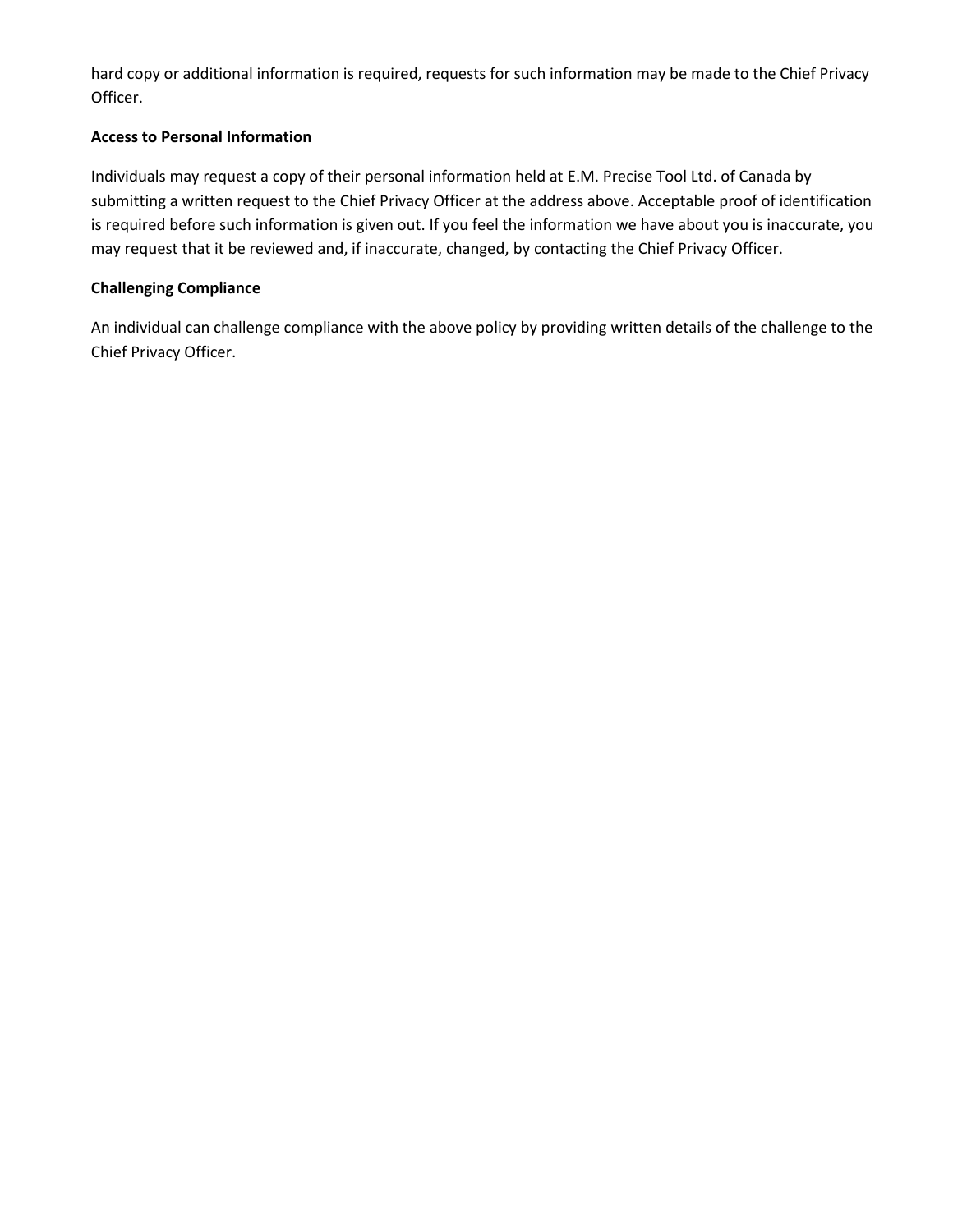hard copy or additional information is required, requests for such information may be made to the Chief Privacy Officer.

**Access to Personal Information**

Individuals may request a copy of their personal information held at E.M. Precise Tool Ltd. of Canada by submitting a written request to the Chief Privacy Officer at the address above. Acceptable proof of identification is required before such information is given out. If you feel the information we have about you is inaccurate, you may request that it be reviewed and, if inaccurate, changed, by contacting the Chief Privacy Officer.

**Challenging Compliance**

An individual can challenge compliance with the above policy by providing written details of the challenge to the Chief Privacy Officer.